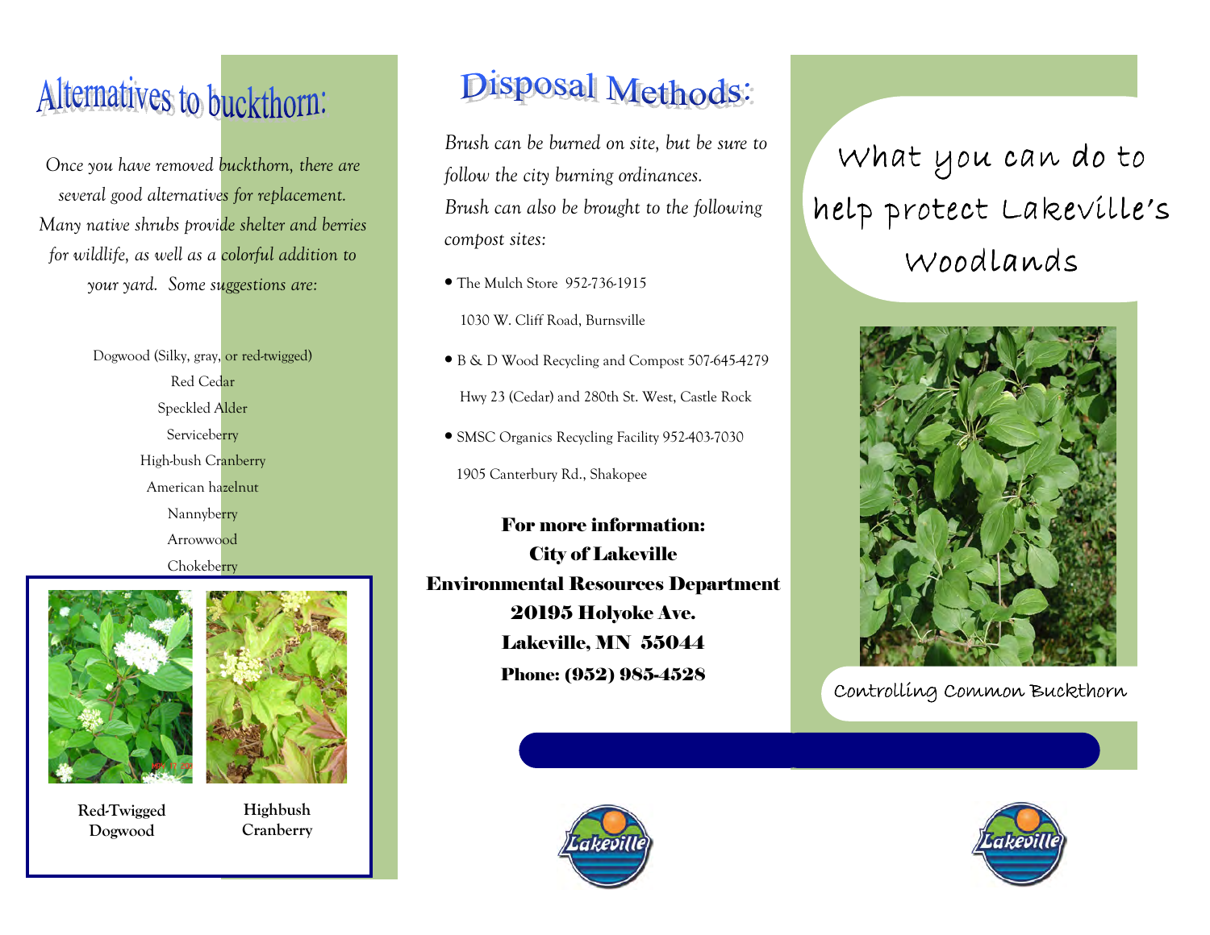# Alternatives to buckthorn:

*Once you have removed buckthorn, there are several good alternatives for replacement. Many native shrubs provide shelter and berries for wildlife, as well as a colorful addition to your yard. Some suggestions are:*

Dogwood (Silky, gray, or red-twigged)
Red Cedar
Speckled Alder
Serviceberry
High-bush Cranberry
American hazelnut
Nannyberry
Arrowwood
Chokeberry

**Red-Twigged Dogwood**

**Highbush Cranberry**

# Disposal Methods:

*Brush can be burned on site, but be sure to follow the city burning ordinances. Brush can also be brought to the following compost sites:*

- The Mulch Store 952-736-1915
  1030 W. Cliff Road, Burnsville
- B & D Wood Recycling and Compost 507-645-4279
  Hwy 23 (Cedar) and 280th St. West, Castle Rock
- SMSC Organics Recycling Facility 952-403-7030
  1905 Canterbury Rd., Shakopee

**For more information:**
**City of Lakeville**
**Environmental Resources Department**
**20195 Holyoke Ave.**
**Lakeville, MN 55044**
**Phone: (952) 985-4528**

# What you can do to help protect Lakeville's Woodlands

Controlling Common Buckthorn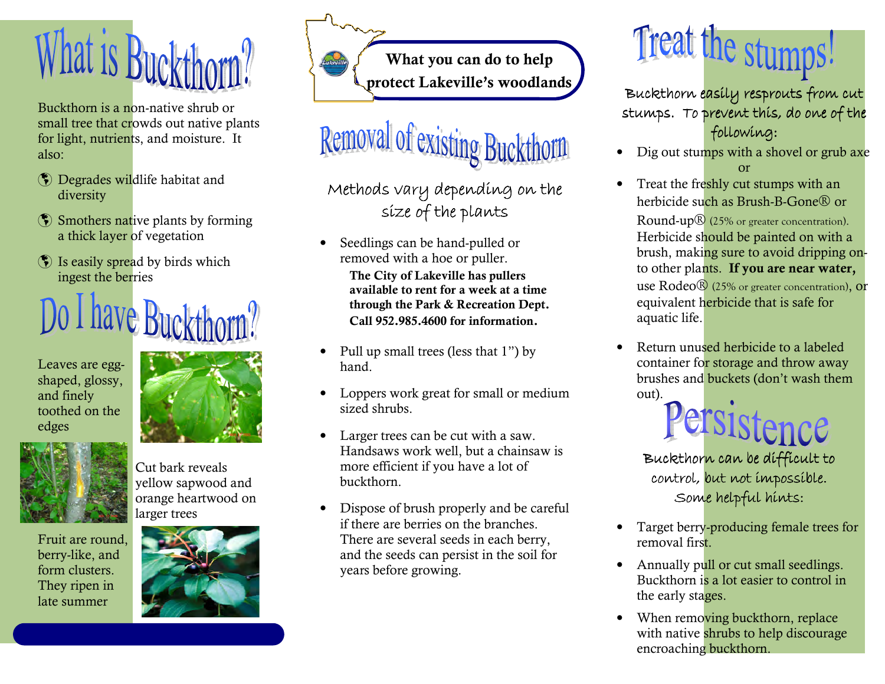# What is Buckthorn?

Buckthorn is a non-native shrub or small tree that crowds out native plants for light, nutrients, and moisture. It also:

- Degrades wildlife habitat and diversity
- Smothers native plants by forming a thick layer of vegetation
- Is easily spread by birds which ingest the berries

# Do I have Buckthorn?

Leaves are egg-shaped, glossy, and finely toothed on the edges

Cut bark reveals yellow sapwood and orange heartwood on larger trees

Fruit are round, berry-like, and form clusters. They ripen in late summer

**What you can do to help protect Lakeville's woodlands**

# Removal of existing Buckthorn

Methods vary depending on the size of the plants

- Seedlings can be hand-pulled or removed with a hoe or puller.
  **The City of Lakeville has pullers available to rent for a week at a time through the Park & Recreation Dept. Call 952.985.4600 for information.**
- Pull up small trees (less that 1") by hand.
- Loppers work great for small or medium sized shrubs.
- Larger trees can be cut with a saw. Handsaws work well, but a chainsaw is more efficient if you have a lot of buckthorn.
- Dispose of brush properly and be careful if there are berries on the branches. There are several seeds in each berry, and the seeds can persist in the soil for years before growing.

# Treat the stumps!

Buckthorn easily resprouts from cut stumps. To prevent this, do one of the following:

- Dig out stumps with a shovel or grub axe
  or
- Treat the freshly cut stumps with an herbicide such as Brush-B-Gone® or Round-up® (25% or greater concentration). Herbicide should be painted on with a brush, making sure to avoid dripping on-to other plants. **If you are near water,** use Rodeo® (25% or greater concentration), or equivalent herbicide that is safe for aquatic life.
- Return unused herbicide to a labeled container for storage and throw away brushes and buckets (don't wash them out).

# Persistence

Buckthorn can be difficult to control, but not impossible. Some helpful hints:

- Target berry-producing female trees for removal first.
- Annually pull or cut small seedlings. Buckthorn is a lot easier to control in the early stages.
- When removing buckthorn, replace with native shrubs to help discourage encroaching buckthorn.